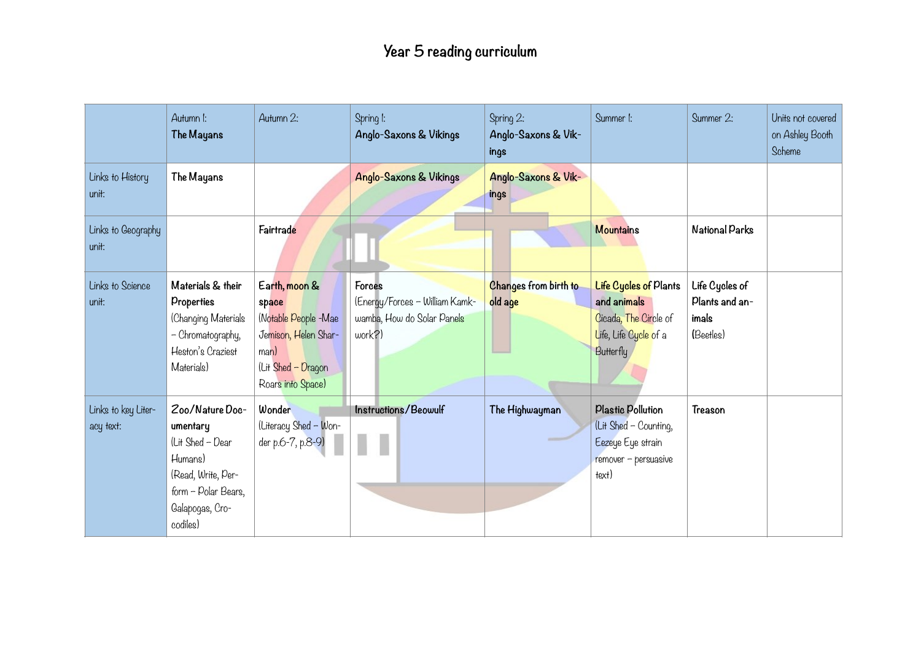# Year 5 reading curriculum

| | Autumn 1: **The Mayans** | Autumn 2: | Spring 1: **Anglo-Saxons & Vikings** | Spring 2: **Anglo-Saxons & Vikings** | Summer 1: | Summer 2: | Units not covered on Ashley Booth Scheme |
|---|---|---|---|---|---|---|---|
| Links to History unit: | **The Mayans** | | **Anglo-Saxons & Vikings** | **Anglo-Saxons & Vikings** | | | |
| Links to Geography unit: | | **Fairtrade** | | | **Mountains** | **National Parks** | |
| Links to Science unit: | **Materials & their Properties** (Changing Materials – Chromatography, Heston's Craziest Materials) | **Earth, moon & space** (Notable People -Mae Jemison, Helen Sharman) (Lit Shed – Dragon Roars into Space) | **Forces** (Energy/Forces – William Kamkwamba, How do Solar Panels work?) | **Changes from birth to old age** | **Life Cycles of Plants and animals** Cicada, The Circle of Life, Life Cycle of a Butterfly | **Life Cycles of Plants and animals** (Beetles) | |
| Links to key Literacy text: | **Zoo/Nature Documentary** (Lit Shed – Dear Humans) (Read, Write, Perform – Polar Bears, Galapogas, Crocodiles) | **Wonder** (Literacy Shed – Wonder p.6-7, p.8-9) | **Instructions/Beowulf** | **The Highwayman** | **Plastic Pollution** (Lit Shed – Counting, Eezeye Eye strain remover – persuasive text) | **Treason** | |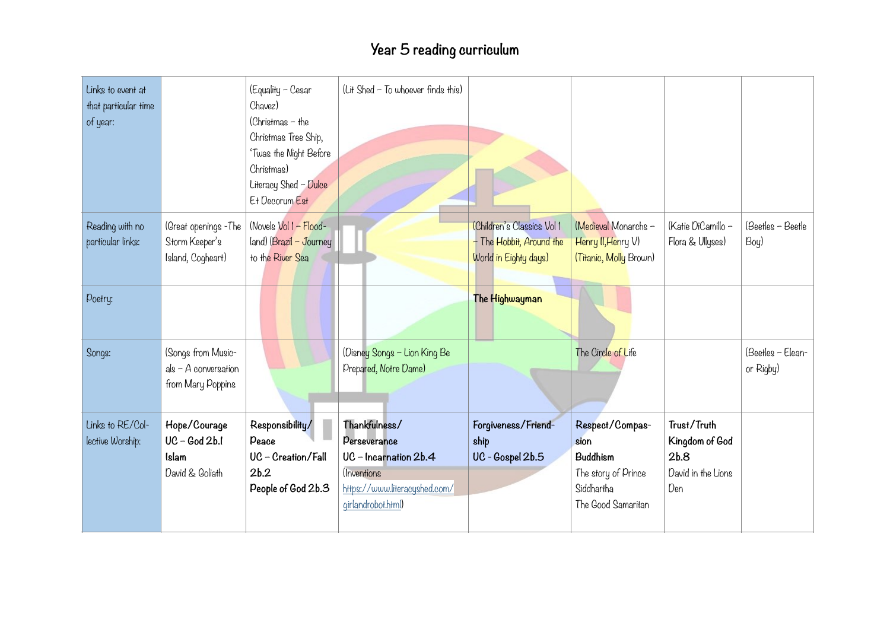# Year 5 reading curriculum

| Links to event at that particular time of year: | | (Equality – Cesar Chavez) (Christmas – the Christmas Tree Ship, 'Twas the Night Before Christmas) Literacy Shed – Dulce Et Decorum Est | (Lit Shed – To whoever finds this) | | | | |
|---|---|---|---|---|---|---|---|
| Reading with no particular links: | (Great openings -The Storm Keeper's Island, Cogheart) | (Novels Vol 1 – Flood-land) (Brazil – Journey to the River Sea | | (Children's Classics Vol 1 – The Hobbit, Around the World in Eighty days) | (Medieval Monarchs – Henry II,Henry V) (Titanic, Molly Brown) | (Katie DiCamillo – Flora & Ullyses) | (Beetles – Beetle Boy) |
| Poetry: | | | | **The Highwayman** | | | |
| Songs: | (Songs from Musicals – A conversation from Mary Poppins | | (Disney Songs – Lion King Be Prepared, Notre Dame) | | The Circle of Life | | (Beetles – Eleanor Rigby) |
| Links to RE/Collective Worship: | **Hope/Courage** **UC – God 2b.1** **Islam** David & Goliath | **Responsibility/ Peace** **UC – Creation/Fall 2b.2** **People of God 2b.3** | **Thankfulness/ Perseverance** **UC – Incarnation 2b.4** (Inventions https://www.literacyshed.com/girlandrobot.html) | **Forgiveness/Friendship** **UC - Gospel 2b.5** | **Respect/Compassion** **Buddhism** The story of Prince Siddhartha The Good Samaritan | **Trust/Truth** **Kingdom of God 2b.8** David in the Lions Den | |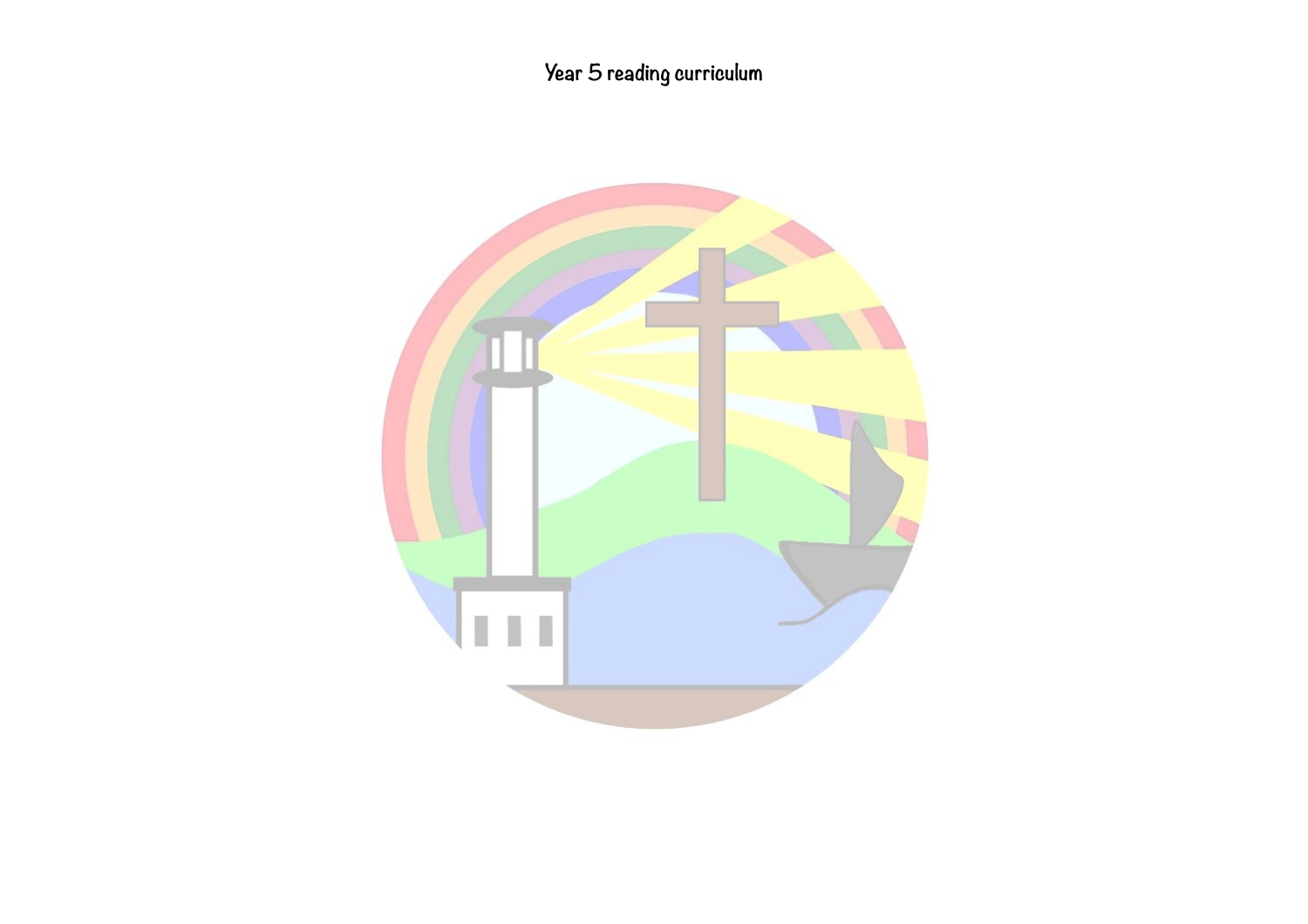Year 5 reading curriculum